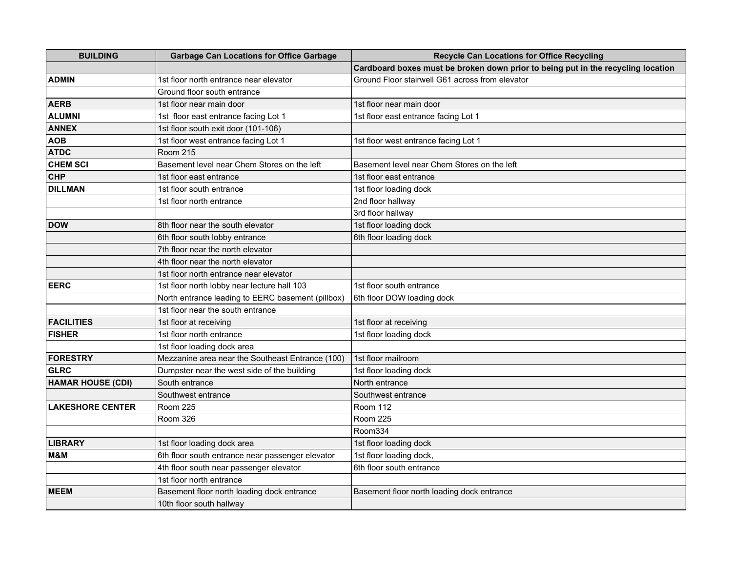| BUILDING | Garbage Can Locations for Office Garbage | Recycle Can Locations for Office Recycling |
|---|---|---|
| | | **Cardboard boxes must be broken down prior to being put in the recycling location** |
| **ADMIN** | 1st floor north entrance near elevator | Ground Floor stairwell G61 across from elevator |
| | Ground floor south entrance | |
| **AERB** | 1st floor near main door | 1st floor near main door |
| **ALUMNI** | 1st floor east entrance facing Lot 1 | 1st floor east entrance facing Lot 1 |
| **ANNEX** | 1st floor south exit door (101-106) | |
| **AOB** | 1st floor west entrance facing Lot 1 | 1st floor west entrance facing Lot 1 |
| **ATDC** | Room 215 | |
| **CHEM SCI** | Basement level near Chem Stores on the left | Basement level near Chem Stores on the left |
| **CHP** | 1st floor east entrance | 1st floor east entrance |
| **DILLMAN** | 1st floor south entrance | 1st floor loading dock |
| | 1st floor north entrance | 2nd floor hallway |
| | | 3rd floor hallway |
| **DOW** | 8th floor near the south elevator | 1st floor loading dock |
| | 6th floor south lobby entrance | 6th floor loading dock |
| | 7th floor near the north elevator | |
| | 4th floor near the north elevator | |
| | 1st floor north entrance near elevator | |
| **EERC** | 1st floor north lobby near lecture hall 103 | 1st floor south entrance |
| | North entrance leading to EERC basement (pillbox) | 6th floor DOW loading dock |
| | 1st floor near the south entrance | |
| **FACILITIES** | 1st floor at receiving | 1st floor at receiving |
| **FISHER** | 1st floor north entrance | 1st floor loading dock |
| | 1st floor loading dock area | |
| **FORESTRY** | Mezzanine area near the Southeast Entrance (100) | 1st floor mailroom |
| **GLRC** | Dumpster near the west side of the building | 1st floor loading dock |
| **HAMAR HOUSE (CDI)** | South entrance | North entrance |
| | Southwest entrance | Southwest entrance |
| **LAKESHORE CENTER** | Room 225 | Room 112 |
| | Room 326 | Room 225 |
| | | Room334 |
| **LIBRARY** | 1st floor loading dock area | 1st floor loading dock |
| **M&M** | 6th floor south entrance near passenger elevator | 1st floor loading dock, |
| | 4th floor south near passenger elevator | 6th floor south entrance |
| | 1st floor north entrance | |
| **MEEM** | Basement floor north loading dock entrance | Basement floor north loading dock entrance |
| | 10th floor south hallway | |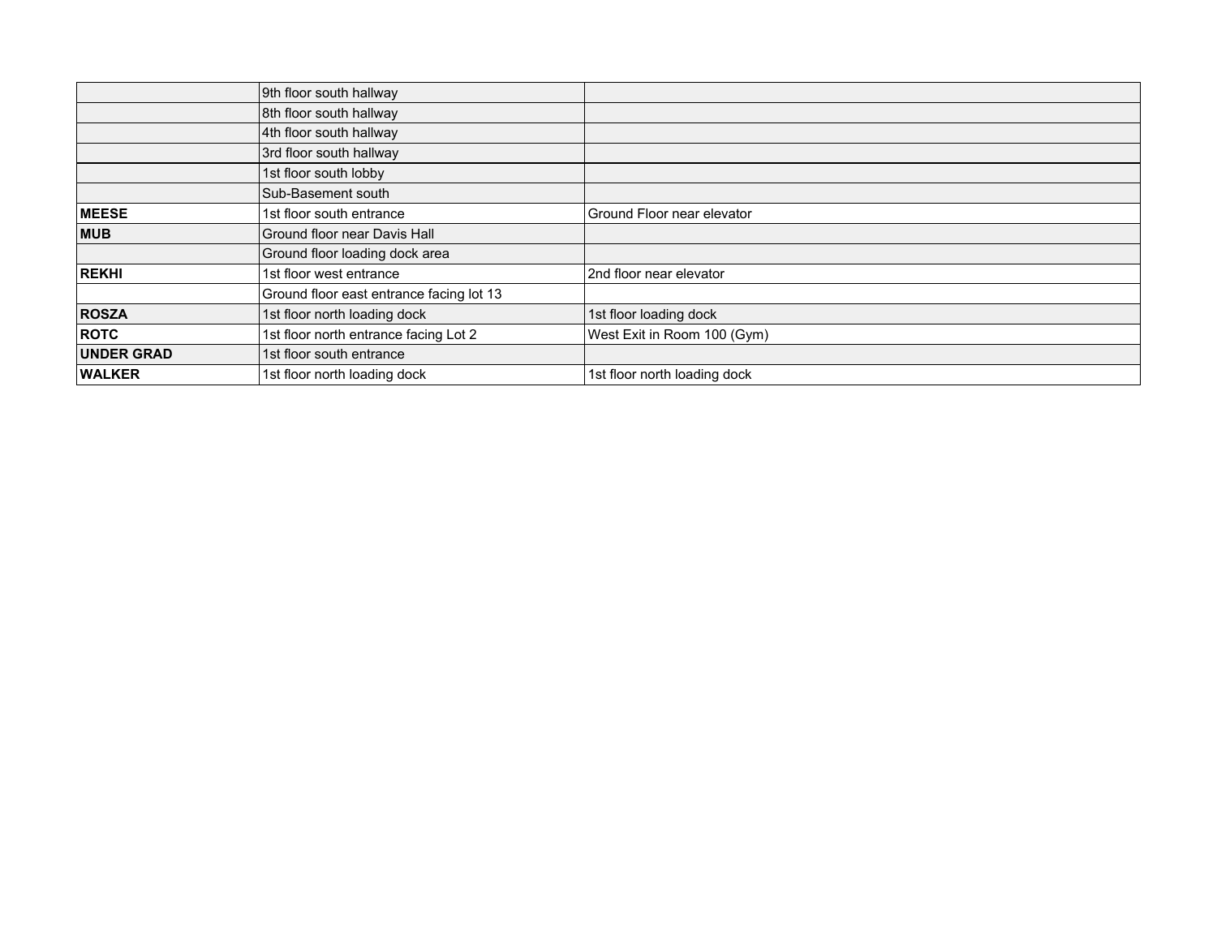| | | |
|---|---|---|
| | 9th floor south hallway | |
| | 8th floor south hallway | |
| | 4th floor south hallway | |
| | 3rd floor south hallway | |
| | 1st floor south lobby | |
| | Sub-Basement south | |
| **MEESE** | 1st floor south entrance | Ground Floor near elevator |
| **MUB** | Ground floor near Davis Hall | |
| | Ground floor loading dock area | |
| **REKHI** | 1st floor west entrance | 2nd floor near elevator |
| | Ground floor east entrance facing lot 13 | |
| **ROSZA** | 1st floor north loading dock | 1st floor loading dock |
| **ROTC** | 1st floor north entrance facing Lot 2 | West Exit in Room 100 (Gym) |
| **UNDER GRAD** | 1st floor south entrance | |
| **WALKER** | 1st floor north loading dock | 1st floor north loading dock |